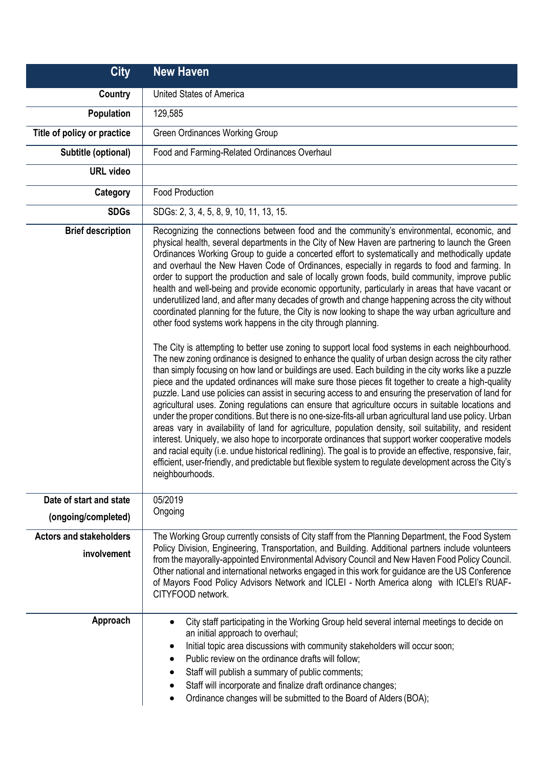| City | New Haven |
|---|---|
| Country | United States of America |
| Population | 129,585 |
| Title of policy or practice | Green Ordinances Working Group |
| Subtitle (optional) | Food and Farming-Related Ordinances Overhaul |
| URL video | |
| Category | Food Production |
| SDGs | SDGs: 2, 3, 4, 5, 8, 9, 10, 11, 13, 15. |
| Brief description | Recognizing the connections between food and the community's environmental, economic, and physical health, several departments in the City of New Haven are partnering to launch the Green Ordinances Working Group to guide a concerted effort to systematically and methodically update and overhaul the New Haven Code of Ordinances, especially in regards to food and farming. In order to support the production and sale of locally grown foods, build community, improve public health and well-being and provide economic opportunity, particularly in areas that have vacant or underutilized land, and after many decades of growth and change happening across the city without coordinated planning for the future, the City is now looking to shape the way urban agriculture and other food systems work happens in the city through planning.<br><br>The City is attempting to better use zoning to support local food systems in each neighbourhood. The new zoning ordinance is designed to enhance the quality of urban design across the city rather than simply focusing on how land or buildings are used. Each building in the city works like a puzzle piece and the updated ordinances will make sure those pieces fit together to create a high-quality puzzle. Land use policies can assist in securing access to and ensuring the preservation of land for agricultural uses. Zoning regulations can ensure that agriculture occurs in suitable locations and under the proper conditions. But there is no one-size-fits-all urban agricultural land use policy. Urban areas vary in availability of land for agriculture, population density, soil suitability, and resident interest. Uniquely, we also hope to incorporate ordinances that support worker cooperative models and racial equity (i.e. undue historical redlining). The goal is to provide an effective, responsive, fair, efficient, user-friendly, and predictable but flexible system to regulate development across the City's neighbourhoods. |
| Date of start and state (ongoing/completed) | 05/2019<br>Ongoing |
| Actors and stakeholders involvement | The Working Group currently consists of City staff from the Planning Department, the Food System Policy Division, Engineering, Transportation, and Building. Additional partners include volunteers from the mayorally-appointed Environmental Advisory Council and New Haven Food Policy Council. Other national and international networks engaged in this work for guidance are the US Conference of Mayors Food Policy Advisors Network and ICLEI - North America along with ICLEI's RUAF-CITYFOOD network. |
| Approach | • City staff participating in the Working Group held several internal meetings to decide on an initial approach to overhaul;<br>• Initial topic area discussions with community stakeholders will occur soon;<br>• Public review on the ordinance drafts will follow;<br>• Staff will publish a summary of public comments;<br>• Staff will incorporate and finalize draft ordinance changes;<br>• Ordinance changes will be submitted to the Board of Alders (BOA); |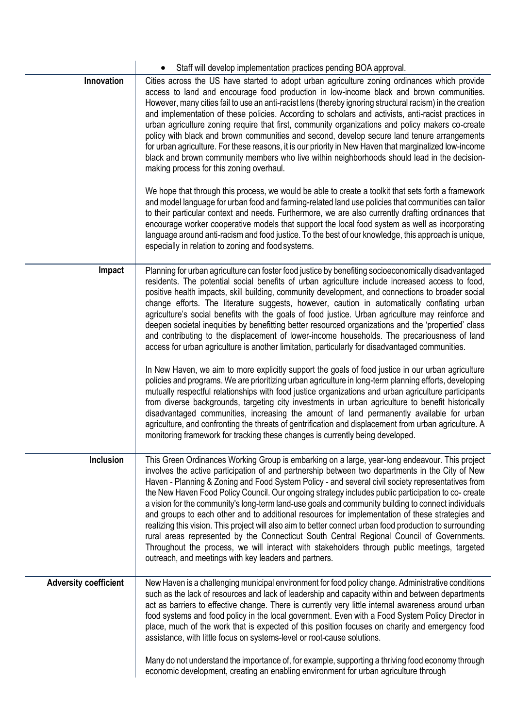| | |
|---|---|
| | • Staff will develop implementation practices pending BOA approval. |
| **Innovation** | Cities across the US have started to adopt urban agriculture zoning ordinances which provide access to land and encourage food production in low-income black and brown communities. However, many cities fail to use an anti-racist lens (thereby ignoring structural racism) in the creation and implementation of these policies. According to scholars and activists, anti-racist practices in urban agriculture zoning require that first, community organizations and policy makers co-create policy with black and brown communities and second, develop secure land tenure arrangements for urban agriculture. For these reasons, it is our priority in New Haven that marginalized low-income black and brown community members who live within neighborhoods should lead in the decision-making process for this zoning overhaul.<br><br>We hope that through this process, we would be able to create a toolkit that sets forth a framework and model language for urban food and farming-related land use policies that communities can tailor to their particular context and needs. Furthermore, we are also currently drafting ordinances that encourage worker cooperative models that support the local food system as well as incorporating language around anti-racism and food justice. To the best of our knowledge, this approach is unique, especially in relation to zoning and food systems. |
| **Impact** | Planning for urban agriculture can foster food justice by benefiting socioeconomically disadvantaged residents. The potential social benefits of urban agriculture include increased access to food, positive health impacts, skill building, community development, and connections to broader social change efforts. The literature suggests, however, caution in automatically conflating urban agriculture's social benefits with the goals of food justice. Urban agriculture may reinforce and deepen societal inequities by benefitting better resourced organizations and the 'propertied' class and contributing to the displacement of lower-income households. The precariousness of land access for urban agriculture is another limitation, particularly for disadvantaged communities.<br><br>In New Haven, we aim to more explicitly support the goals of food justice in our urban agriculture policies and programs. We are prioritizing urban agriculture in long-term planning efforts, developing mutually respectful relationships with food justice organizations and urban agriculture participants from diverse backgrounds, targeting city investments in urban agriculture to benefit historically disadvantaged communities, increasing the amount of land permanently available for urban agriculture, and confronting the threats of gentrification and displacement from urban agriculture. A monitoring framework for tracking these changes is currently being developed. |
| **Inclusion** | This Green Ordinances Working Group is embarking on a large, year-long endeavour. This project involves the active participation of and partnership between two departments in the City of New Haven - Planning & Zoning and Food System Policy - and several civil society representatives from the New Haven Food Policy Council. Our ongoing strategy includes public participation to co- create a vision for the community's long-term land-use goals and community building to connect individuals and groups to each other and to additional resources for implementation of these strategies and realizing this vision. This project will also aim to better connect urban food production to surrounding rural areas represented by the Connecticut South Central Regional Council of Governments. Throughout the process, we will interact with stakeholders through public meetings, targeted outreach, and meetings with key leaders and partners. |
| **Adversity coefficient** | New Haven is a challenging municipal environment for food policy change. Administrative conditions such as the lack of resources and lack of leadership and capacity within and between departments act as barriers to effective change. There is currently very little internal awareness around urban food systems and food policy in the local government. Even with a Food System Policy Director in place, much of the work that is expected of this position focuses on charity and emergency food assistance, with little focus on systems-level or root-cause solutions.<br><br>Many do not understand the importance of, for example, supporting a thriving food economy through economic development, creating an enabling environment for urban agriculture through |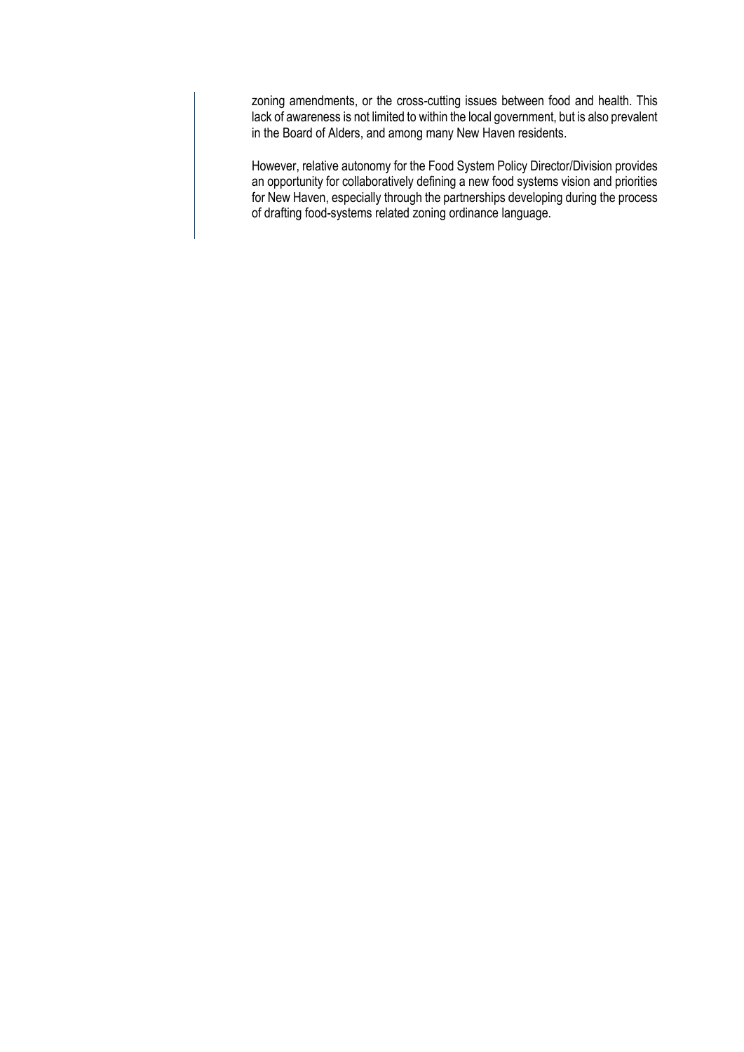zoning amendments, or the cross-cutting issues between food and health. This lack of awareness is not limited to within the local government, but is also prevalent in the Board of Alders, and among many New Haven residents.

However, relative autonomy for the Food System Policy Director/Division provides an opportunity for collaboratively defining a new food systems vision and priorities for New Haven, especially through the partnerships developing during the process of drafting food-systems related zoning ordinance language.